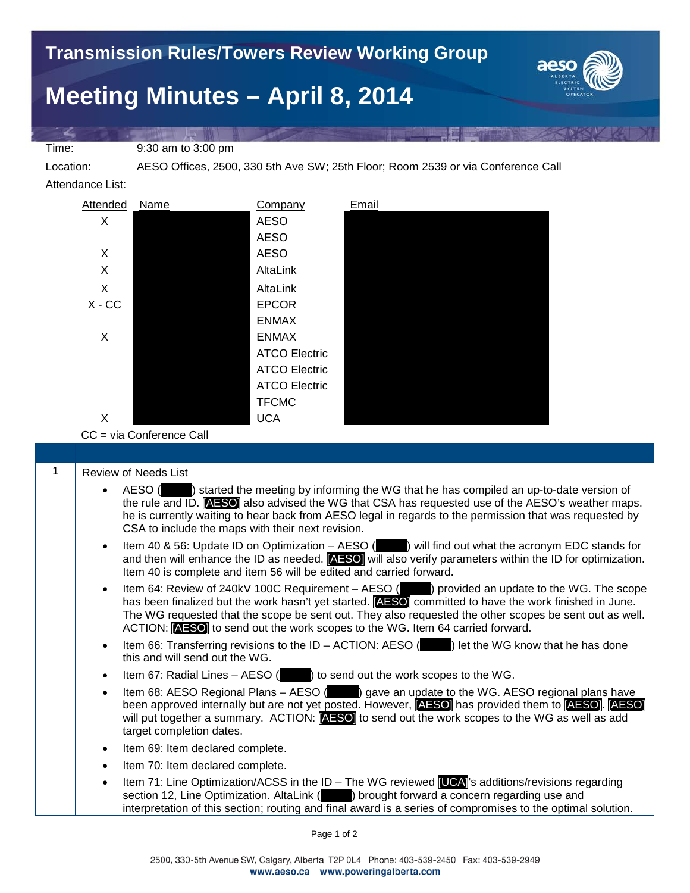# Transmission Rules/Towers Review Working Group

# Meeting Minutes – April 8, 2014

Time: 9:30 am to 3:00 pm

Location: AESO Offices, 2500, 330 5th Ave SW; 25th Floor; Room 2539 or via Conference Call

Attendance List:

| Attended | Name | Company | Email |
|---|---|---|---|
| X | | AESO | |
| | | AESO | |
| X | | AESO | |
| X | | AltaLink | |
| X | | AltaLink | |
| X - CC | | EPCOR | |
| | | ENMAX | |
| X | | ENMAX | |
| | | ATCO Electric | |
| | | ATCO Electric | |
| | | ATCO Electric | |
| | | TFCMC | |
| X | | UCA | |

CC = via Conference Call

1 Review of Needs List

- AESO ( ) started the meeting by informing the WG that he has compiled an up-to-date version of the rule and ID. [AESO] also advised the WG that CSA has requested use of the AESO's weather maps. he is currently waiting to hear back from AESO legal in regards to the permission that was requested by CSA to include the maps with their next revision.
- Item 40 & 56: Update ID on Optimization – AESO ( ) will find out what the acronym EDC stands for and then will enhance the ID as needed. [AESO] will also verify parameters within the ID for optimization. Item 40 is complete and item 56 will be edited and carried forward.
- Item 64: Review of 240kV 100C Requirement – AESO ( ) provided an update to the WG. The scope has been finalized but the work hasn't yet started. [AESO] committed to have the work finished in June. The WG requested that the scope be sent out. They also requested the other scopes be sent out as well. ACTION: [AESO] to send out the work scopes to the WG. Item 64 carried forward.
- Item 66: Transferring revisions to the ID – ACTION: AESO ( ) let the WG know that he has done this and will send out the WG.
- Item 67: Radial Lines – AESO ( ) to send out the work scopes to the WG.
- Item 68: AESO Regional Plans – AESO ( ) gave an update to the WG. AESO regional plans have been approved internally but are not yet posted. However, [AESO] has provided them to [AESO]. [AESO] will put together a summary. ACTION: [AESO] to send out the work scopes to the WG as well as add target completion dates.
- Item 69: Item declared complete.
- Item 70: Item declared complete.
- Item 71: Line Optimization/ACSS in the ID – The WG reviewed [UCA]'s additions/revisions regarding section 12, Line Optimization. AltaLink ( ) brought forward a concern regarding use and interpretation of this section; routing and final award is a series of compromises to the optimal solution.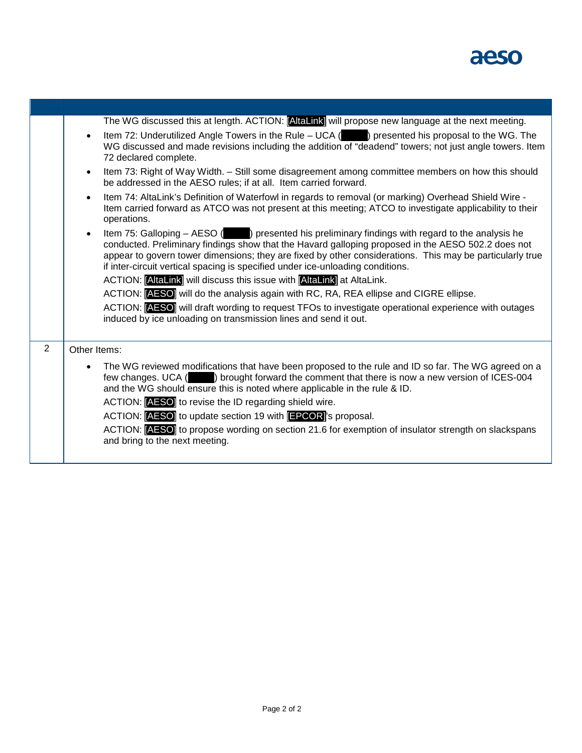| | |
|---|---|
| | The WG discussed this at length. ACTION: [AltaLink] will propose new language at the next meeting.<br><br>• Item 72: Underutilized Angle Towers in the Rule – UCA (     ) presented his proposal to the WG. The WG discussed and made revisions including the addition of "deadend" towers; not just angle towers. Item 72 declared complete.<br><br>• Item 73: Right of Way Width. – Still some disagreement among committee members on how this should be addressed in the AESO rules; if at all. Item carried forward.<br><br>• Item 74: AltaLink's Definition of Waterfowl in regards to removal (or marking) Overhead Shield Wire - Item carried forward as ATCO was not present at this meeting; ATCO to investigate applicability to their operations.<br><br>• Item 75: Galloping – AESO (     ) presented his preliminary findings with regard to the analysis he conducted. Preliminary findings show that the Havard galloping proposed in the AESO 502.2 does not appear to govern tower dimensions; they are fixed by other considerations. This may be particularly true if inter-circuit vertical spacing is specified under ice-unloading conditions.<br>ACTION: [AltaLink] will discuss this issue with [AltaLink] at AltaLink.<br>ACTION: [AESO] will do the analysis again with RC, RA, REA ellipse and CIGRE ellipse.<br>ACTION: [AESO] will draft wording to request TFOs to investigate operational experience with outages induced by ice unloading on transmission lines and send it out. |
| 2 | Other Items:<br><br>• The WG reviewed modifications that have been proposed to the rule and ID so far. The WG agreed on a few changes. UCA (     ) brought forward the comment that there is now a new version of ICES-004 and the WG should ensure this is noted where applicable in the rule & ID.<br>ACTION: [AESO] to revise the ID regarding shield wire.<br>ACTION: [AESO] to update section 19 with [EPCOR]'s proposal.<br>ACTION: [AESO] to propose wording on section 21.6 for exemption of insulator strength on slackspans and bring to the next meeting. |